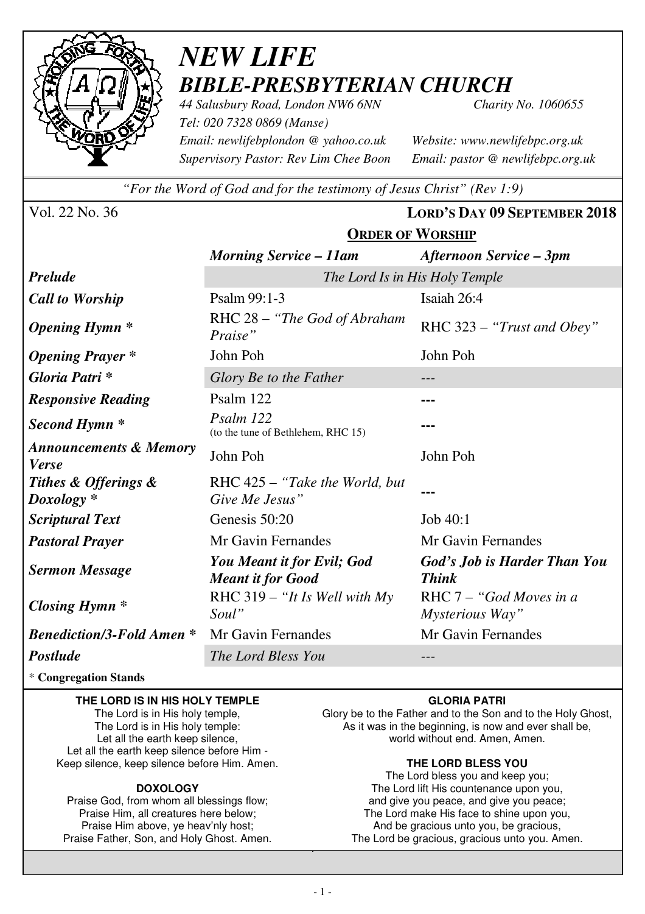# *NEW LIFE*
## *BIBLE-PRESBYTERIAN CHURCH*

*44 Salusbury Road, London NW6 6NN* *Charity No. 1060655*
*Tel: 020 7328 0869 (Manse)*
*Email: newlifebplondon @ yahoo.co.uk* *Website: www.newlifebpc.org.uk*
*Supervisory Pastor: Rev Lim Chee Boon* *Email: pastor @ newlifebpc.org.uk*

*"For the Word of God and for the testimony of Jesus Christ" (Rev 1:9)*

Vol. 22 No. 36 **LORD'S DAY 09 SEPTEMBER 2018**

## ORDER OF WORSHIP

| | *Morning Service – 11am* | *Afternoon Service – 3pm* |
|---|---|---|
| ***Prelude*** | *The Lord Is in His Holy Temple* | |
| ***Call to Worship*** | Psalm 99:1-3 | Isaiah 26:4 |
| ***Opening Hymn **** | RHC 28 – *"The God of Abraham Praise"* | RHC 323 – *"Trust and Obey"* |
| ***Opening Prayer **** | John Poh | John Poh |
| ***Gloria Patri **** | *Glory Be to the Father* | --- |
| ***Responsive Reading*** | Psalm 122 | --- |
| ***Second Hymn **** | *Psalm 122* (to the tune of Bethlehem, RHC 15) | --- |
| ***Announcements & Memory Verse*** | John Poh | John Poh |
| ***Tithes & Offerings & Doxology **** | RHC 425 – *"Take the World, but Give Me Jesus"* | --- |
| ***Scriptural Text*** | Genesis 50:20 | Job 40:1 |
| ***Pastoral Prayer*** | Mr Gavin Fernandes | Mr Gavin Fernandes |
| ***Sermon Message*** | ***You Meant it for Evil; God Meant it for Good*** | ***God's Job is Harder Than You Think*** |
| ***Closing Hymn **** | RHC 319 – *"It Is Well with My Soul"* | RHC 7 – *"God Moves in a Mysterious Way"* |
| ***Benediction/3-Fold Amen **** | Mr Gavin Fernandes | Mr Gavin Fernandes |
| ***Postlude*** | *The Lord Bless You* | --- |

\* **Congregation Stands**

**THE LORD IS IN HIS HOLY TEMPLE**
The Lord is in His holy temple,
The Lord is in His holy temple:
Let all the earth keep silence,
Let all the earth keep silence before Him -
Keep silence, keep silence before Him. Amen.

**DOXOLOGY**
Praise God, from whom all blessings flow;
Praise Him, all creatures here below;
Praise Him above, ye heav'nly host;
Praise Father, Son, and Holy Ghost. Amen.

**GLORIA PATRI**
Glory be to the Father and to the Son and to the Holy Ghost,
As it was in the beginning, is now and ever shall be,
world without end. Amen, Amen.

**THE LORD BLESS YOU**
The Lord bless you and keep you;
The Lord lift His countenance upon you,
and give you peace, and give you peace;
The Lord make His face to shine upon you,
And be gracious unto you, be gracious,
The Lord be gracious, gracious unto you. Amen.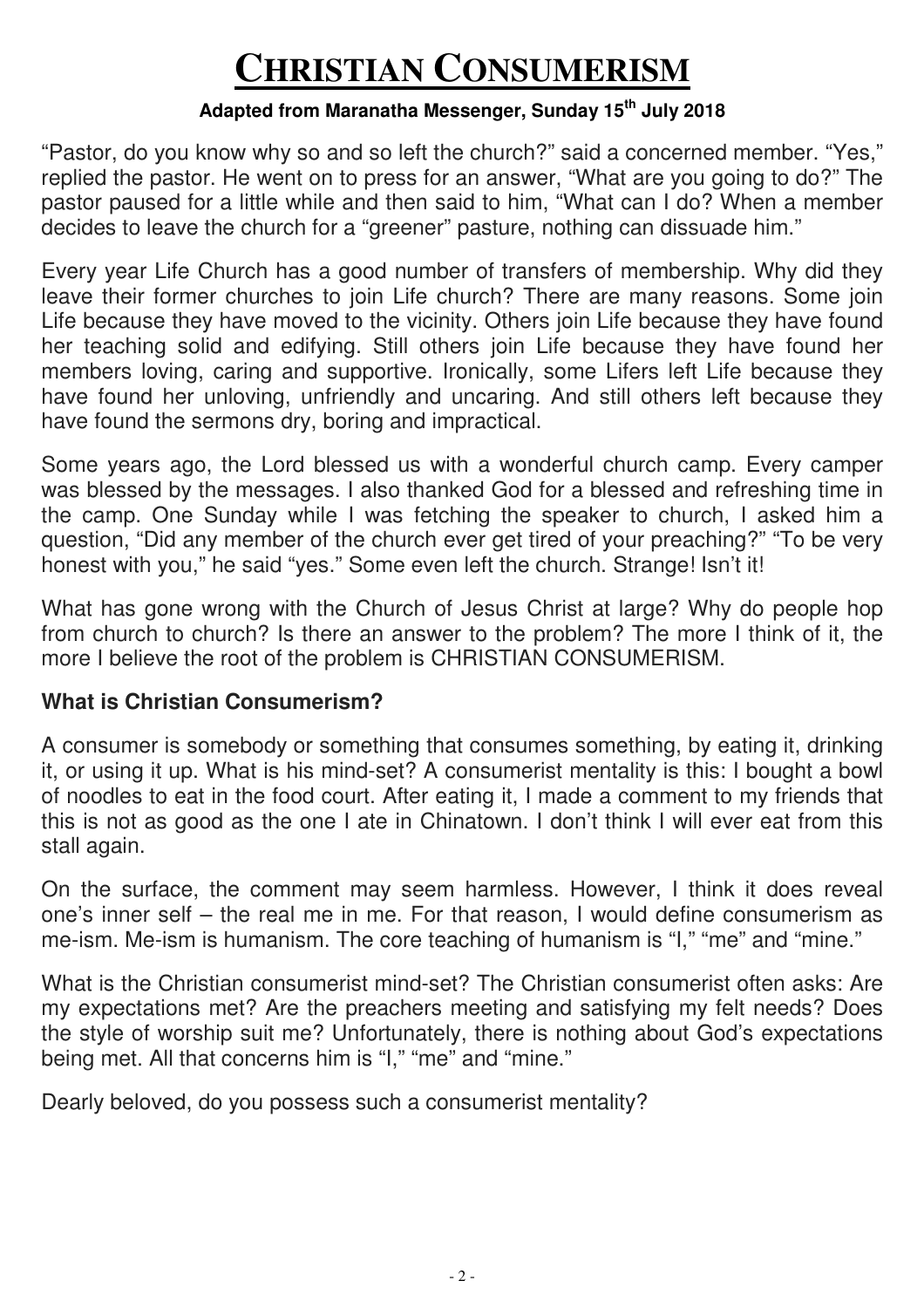# Christian Consumerism

**Adapted from Maranatha Messenger, Sunday 15th July 2018**

"Pastor, do you know why so and so left the church?" said a concerned member. "Yes," replied the pastor. He went on to press for an answer, "What are you going to do?" The pastor paused for a little while and then said to him, "What can I do? When a member decides to leave the church for a "greener" pasture, nothing can dissuade him."

Every year Life Church has a good number of transfers of membership. Why did they leave their former churches to join Life church? There are many reasons. Some join Life because they have moved to the vicinity. Others join Life because they have found her teaching solid and edifying. Still others join Life because they have found her members loving, caring and supportive. Ironically, some Lifers left Life because they have found her unloving, unfriendly and uncaring. And still others left because they have found the sermons dry, boring and impractical.

Some years ago, the Lord blessed us with a wonderful church camp. Every camper was blessed by the messages. I also thanked God for a blessed and refreshing time in the camp. One Sunday while I was fetching the speaker to church, I asked him a question, "Did any member of the church ever get tired of your preaching?" "To be very honest with you," he said "yes." Some even left the church. Strange! Isn't it!

What has gone wrong with the Church of Jesus Christ at large? Why do people hop from church to church? Is there an answer to the problem? The more I think of it, the more I believe the root of the problem is CHRISTIAN CONSUMERISM.

### What is Christian Consumerism?

A consumer is somebody or something that consumes something, by eating it, drinking it, or using it up. What is his mind-set? A consumerist mentality is this: I bought a bowl of noodles to eat in the food court. After eating it, I made a comment to my friends that this is not as good as the one I ate in Chinatown. I don't think I will ever eat from this stall again.

On the surface, the comment may seem harmless. However, I think it does reveal one's inner self – the real me in me. For that reason, I would define consumerism as me-ism. Me-ism is humanism. The core teaching of humanism is "I," "me" and "mine."

What is the Christian consumerist mind-set? The Christian consumerist often asks: Are my expectations met? Are the preachers meeting and satisfying my felt needs? Does the style of worship suit me? Unfortunately, there is nothing about God's expectations being met. All that concerns him is "I," "me" and "mine."

Dearly beloved, do you possess such a consumerist mentality?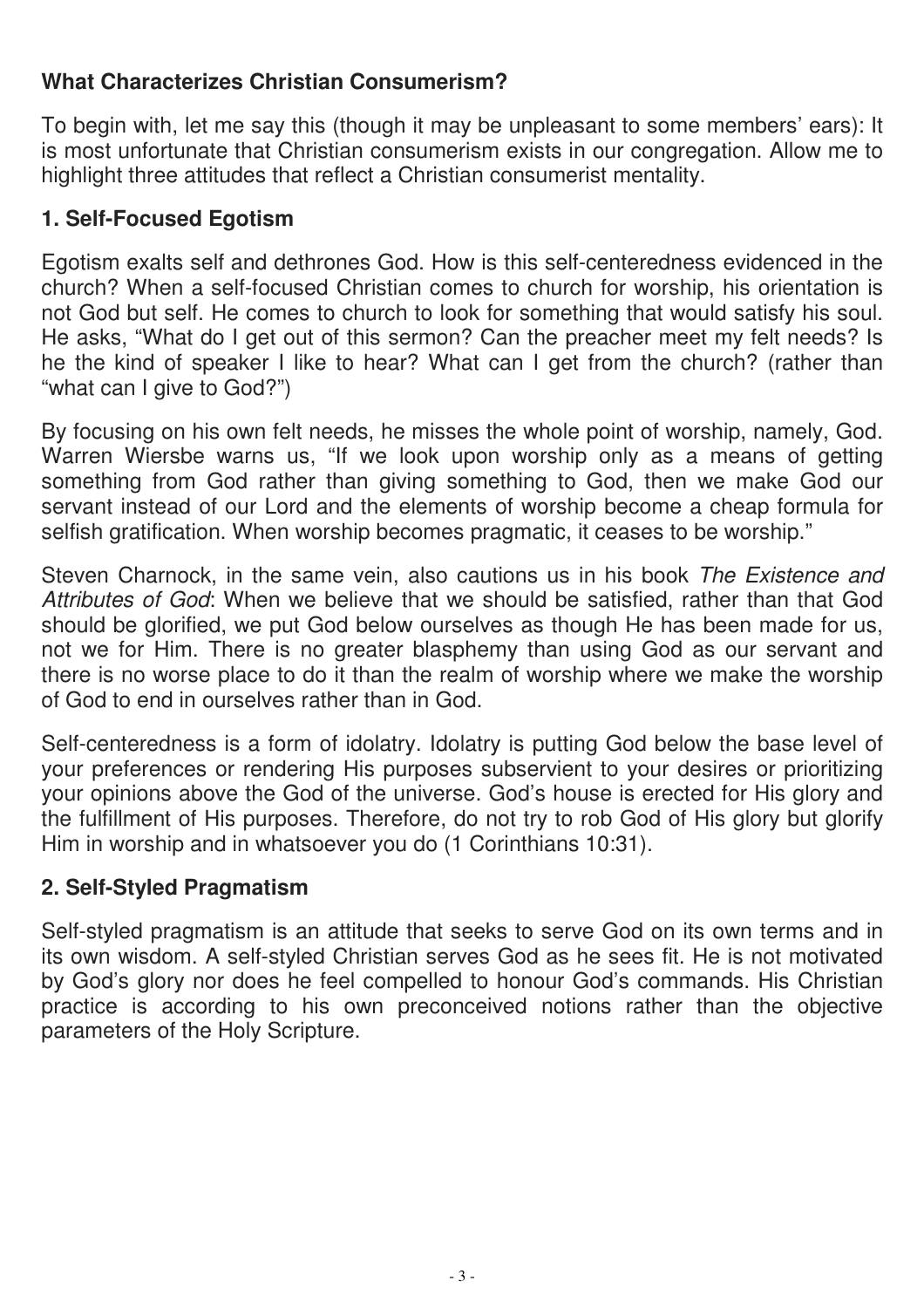### What Characterizes Christian Consumerism?

To begin with, let me say this (though it may be unpleasant to some members' ears): It is most unfortunate that Christian consumerism exists in our congregation. Allow me to highlight three attitudes that reflect a Christian consumerist mentality.

### 1. Self-Focused Egotism

Egotism exalts self and dethrones God. How is this self-centeredness evidenced in the church? When a self-focused Christian comes to church for worship, his orientation is not God but self. He comes to church to look for something that would satisfy his soul. He asks, "What do I get out of this sermon? Can the preacher meet my felt needs? Is he the kind of speaker I like to hear? What can I get from the church? (rather than "what can I give to God?")

By focusing on his own felt needs, he misses the whole point of worship, namely, God. Warren Wiersbe warns us, "If we look upon worship only as a means of getting something from God rather than giving something to God, then we make God our servant instead of our Lord and the elements of worship become a cheap formula for selfish gratification. When worship becomes pragmatic, it ceases to be worship."

Steven Charnock, in the same vein, also cautions us in his book *The Existence and Attributes of God*: When we believe that we should be satisfied, rather than that God should be glorified, we put God below ourselves as though He has been made for us, not we for Him. There is no greater blasphemy than using God as our servant and there is no worse place to do it than the realm of worship where we make the worship of God to end in ourselves rather than in God.

Self-centeredness is a form of idolatry. Idolatry is putting God below the base level of your preferences or rendering His purposes subservient to your desires or prioritizing your opinions above the God of the universe. God's house is erected for His glory and the fulfillment of His purposes. Therefore, do not try to rob God of His glory but glorify Him in worship and in whatsoever you do (1 Corinthians 10:31).

### 2. Self-Styled Pragmatism

Self-styled pragmatism is an attitude that seeks to serve God on its own terms and in its own wisdom. A self-styled Christian serves God as he sees fit. He is not motivated by God's glory nor does he feel compelled to honour God's commands. His Christian practice is according to his own preconceived notions rather than the objective parameters of the Holy Scripture.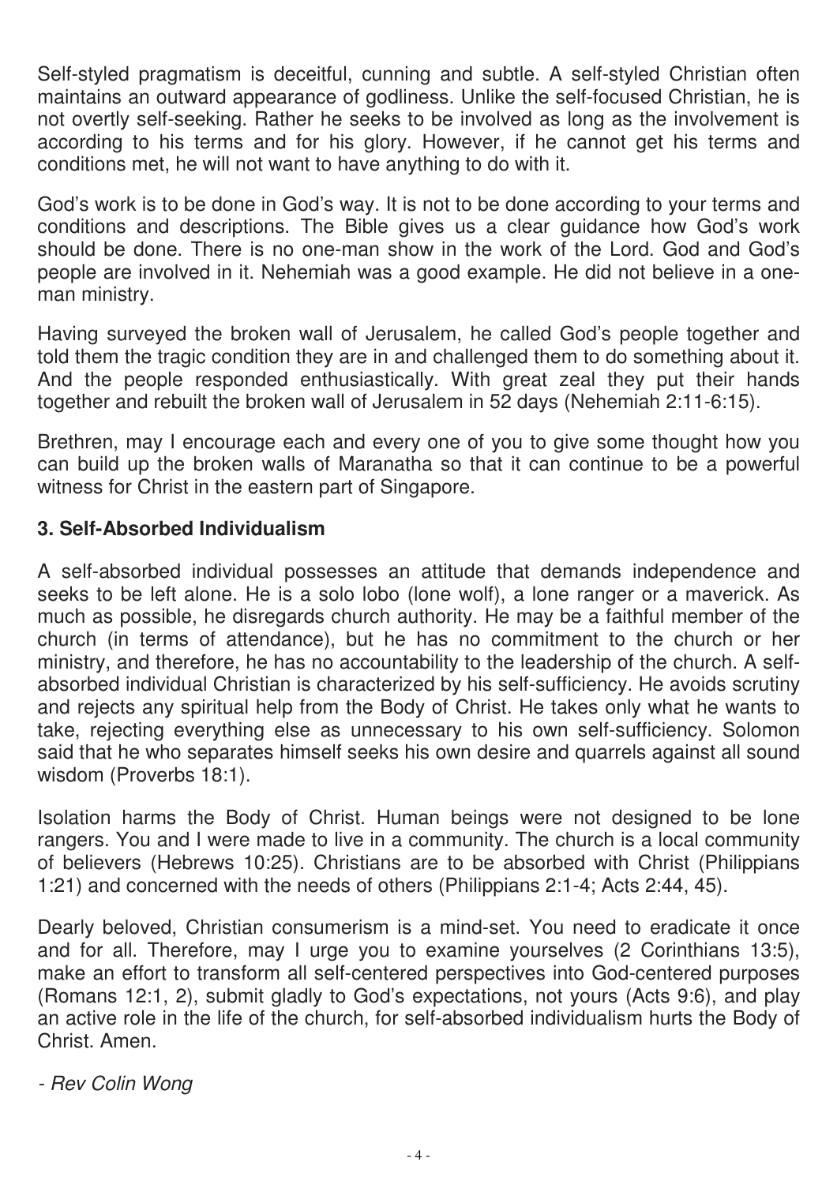Self-styled pragmatism is deceitful, cunning and subtle. A self-styled Christian often maintains an outward appearance of godliness. Unlike the self-focused Christian, he is not overtly self-seeking. Rather he seeks to be involved as long as the involvement is according to his terms and for his glory. However, if he cannot get his terms and conditions met, he will not want to have anything to do with it.

God's work is to be done in God's way. It is not to be done according to your terms and conditions and descriptions. The Bible gives us a clear guidance how God's work should be done. There is no one-man show in the work of the Lord. God and God's people are involved in it. Nehemiah was a good example. He did not believe in a one-man ministry.

Having surveyed the broken wall of Jerusalem, he called God's people together and told them the tragic condition they are in and challenged them to do something about it. And the people responded enthusiastically. With great zeal they put their hands together and rebuilt the broken wall of Jerusalem in 52 days (Nehemiah 2:11-6:15).

Brethren, may I encourage each and every one of you to give some thought how you can build up the broken walls of Maranatha so that it can continue to be a powerful witness for Christ in the eastern part of Singapore.

### 3. Self-Absorbed Individualism

A self-absorbed individual possesses an attitude that demands independence and seeks to be left alone. He is a solo lobo (lone wolf), a lone ranger or a maverick. As much as possible, he disregards church authority. He may be a faithful member of the church (in terms of attendance), but he has no commitment to the church or her ministry, and therefore, he has no accountability to the leadership of the church. A self-absorbed individual Christian is characterized by his self-sufficiency. He avoids scrutiny and rejects any spiritual help from the Body of Christ. He takes only what he wants to take, rejecting everything else as unnecessary to his own self-sufficiency. Solomon said that he who separates himself seeks his own desire and quarrels against all sound wisdom (Proverbs 18:1).

Isolation harms the Body of Christ. Human beings were not designed to be lone rangers. You and I were made to live in a community. The church is a local community of believers (Hebrews 10:25). Christians are to be absorbed with Christ (Philippians 1:21) and concerned with the needs of others (Philippians 2:1-4; Acts 2:44, 45).

Dearly beloved, Christian consumerism is a mind-set. You need to eradicate it once and for all. Therefore, may I urge you to examine yourselves (2 Corinthians 13:5), make an effort to transform all self-centered perspectives into God-centered purposes (Romans 12:1, 2), submit gladly to God's expectations, not yours (Acts 9:6), and play an active role in the life of the church, for self-absorbed individualism hurts the Body of Christ. Amen.

*- Rev Colin Wong*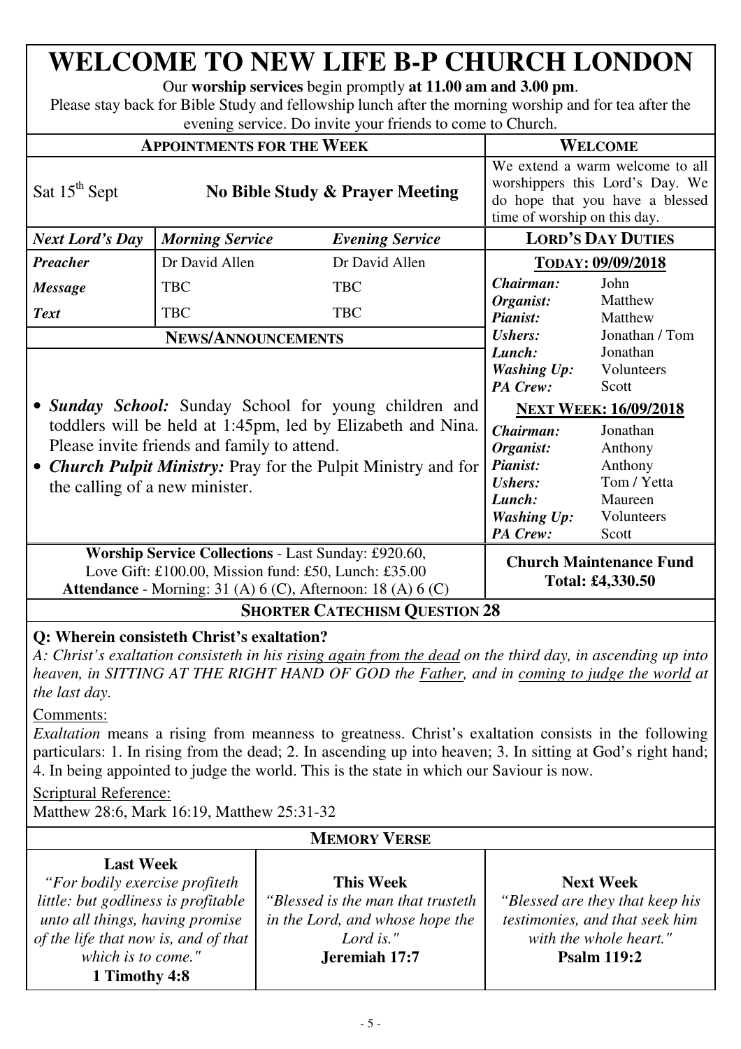# WELCOME TO NEW LIFE B-P CHURCH LONDON

Our **worship services** begin promptly **at 11.00 am and 3.00 pm**.
Please stay back for Bible Study and fellowship lunch after the morning worship and for tea after the evening service. Do invite your friends to come to Church.

## APPOINTMENTS FOR THE WEEK

| | |
|---|---|
| Sat 15th Sept | **No Bible Study & Prayer Meeting** |

| ***Next Lord's Day*** | ***Morning Service*** | ***Evening Service*** |
|---|---|---|
| ***Preacher*** | Dr David Allen | Dr David Allen |
| ***Message*** | TBC | TBC |
| ***Text*** | TBC | TBC |

## NEWS/ANNOUNCEMENTS

- ***Sunday School:*** Sunday School for young children and toddlers will be held at 1:45pm, led by Elizabeth and Nina. Please invite friends and family to attend.
- ***Church Pulpit Ministry:*** Pray for the Pulpit Ministry and for the calling of a new minister.

## WELCOME

We extend a warm welcome to all worshippers this Lord's Day. We do hope that you have a blessed time of worship on this day.

## LORD'S DAY DUTIES

**TODAY: 09/09/2018**

| | |
|---|---|
| ***Chairman:*** | John |
| ***Organist:*** | Matthew |
| ***Pianist:*** | Matthew |
| ***Ushers:*** | Jonathan / Tom |
| ***Lunch:*** | Jonathan |
| ***Washing Up:*** | Volunteers |
| ***PA Crew:*** | Scott |

**NEXT WEEK: 16/09/2018**

| | |
|---|---|
| ***Chairman:*** | Jonathan |
| ***Organist:*** | Anthony |
| ***Pianist:*** | Anthony |
| ***Ushers:*** | Tom / Yetta |
| ***Lunch:*** | Maureen |
| ***Washing Up:*** | Volunteers |
| ***PA Crew:*** | Scott |

**Worship Service Collections** - Last Sunday: £920.60,
Love Gift: £100.00, Mission fund: £50, Lunch: £35.00
**Attendance** - Morning: 31 (A) 6 (C), Afternoon: 18 (A) 6 (C)

**Church Maintenance Fund**
**Total: £4,330.50**

## SHORTER CATECHISM QUESTION 28

**Q: Wherein consisteth Christ's exaltation?**

*A: Christ's exaltation consisteth in his rising again from the dead on the third day, in ascending up into heaven, in SITTING AT THE RIGHT HAND OF GOD the Father, and in coming to judge the world at the last day.*

Comments:

*Exaltation* means a rising from meanness to greatness. Christ's exaltation consists in the following particulars: 1. In rising from the dead; 2. In ascending up into heaven; 3. In sitting at God's right hand; 4. In being appointed to judge the world. This is the state in which our Saviour is now.

Scriptural Reference:

Matthew 28:6, Mark 16:19, Matthew 25:31-32

## MEMORY VERSE

**Last Week**
*"For bodily exercise profiteth little: but godliness is profitable unto all things, having promise of the life that now is, and of that which is to come."*
**1 Timothy 4:8**

**This Week**
*"Blessed is the man that trusteth in the Lord, and whose hope the Lord is."*
**Jeremiah 17:7**

**Next Week**
*"Blessed are they that keep his testimonies, and that seek him with the whole heart."*
**Psalm 119:2**